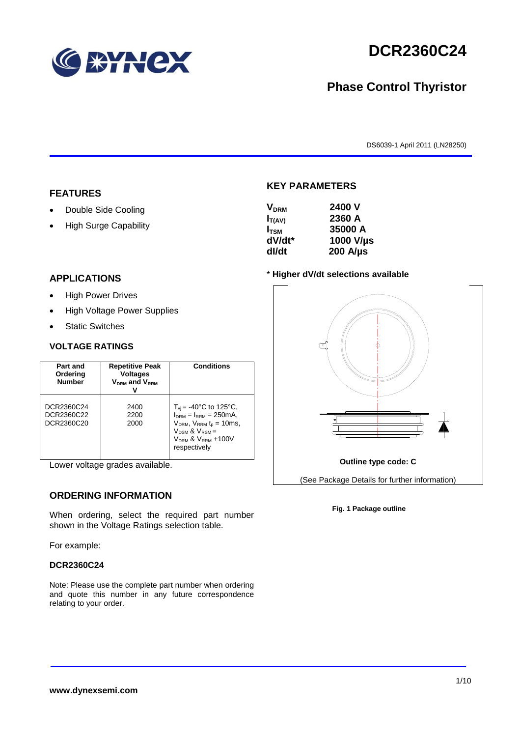# DCR2360C24

## Phase Control Thyristor

DS6039-1 April 2011 (LN28250)

## FEATURES

- Double Side Cooling
- High Surge Capability

## APPLICATIONS

- High Power Drives
- High Voltage Power Supplies
- Static Switches

## VOLTAGE RATINGS

| Part and Ordering Number | Repetitive Peak Voltages $V_{DRM}$ and $V_{RRM}$ V | Conditions |
|---|---|---|
| DCR2360C24<br>DCR2360C22<br>DCR2360C20 | 2400<br>2200<br>2000 | $T_{vj}$ = -40°C to 125°C, $I_{DRM}$ = $I_{RRM}$ = 250mA, $V_{DRM}$, $V_{RRM}$ $t_p$ = 10ms, $V_{DSM}$ & $V_{RSM}$ = $V_{DRM}$ & $V_{RRM}$ +100V respectively |

Lower voltage grades available.

## ORDERING INFORMATION

When ordering, select the required part number shown in the Voltage Ratings selection table.

For example:

**DCR2360C24**

Note: Please use the complete part number when ordering and quote this number in any future correspondence relating to your order.

## KEY PARAMETERS

| | |
|---|---|
| $V_{DRM}$ | 2400 V |
| $I_{T(AV)}$ | 2360 A |
| $I_{TSM}$ | 35000 A |
| dV/dt* | 1000 V/µs |
| dI/dt | 200 A/µs |

\* **Higher dV/dt selections available**

**Outline type code: C**

(See Package Details for further information)

**Fig. 1 Package outline**

**www.dynexsemi.com**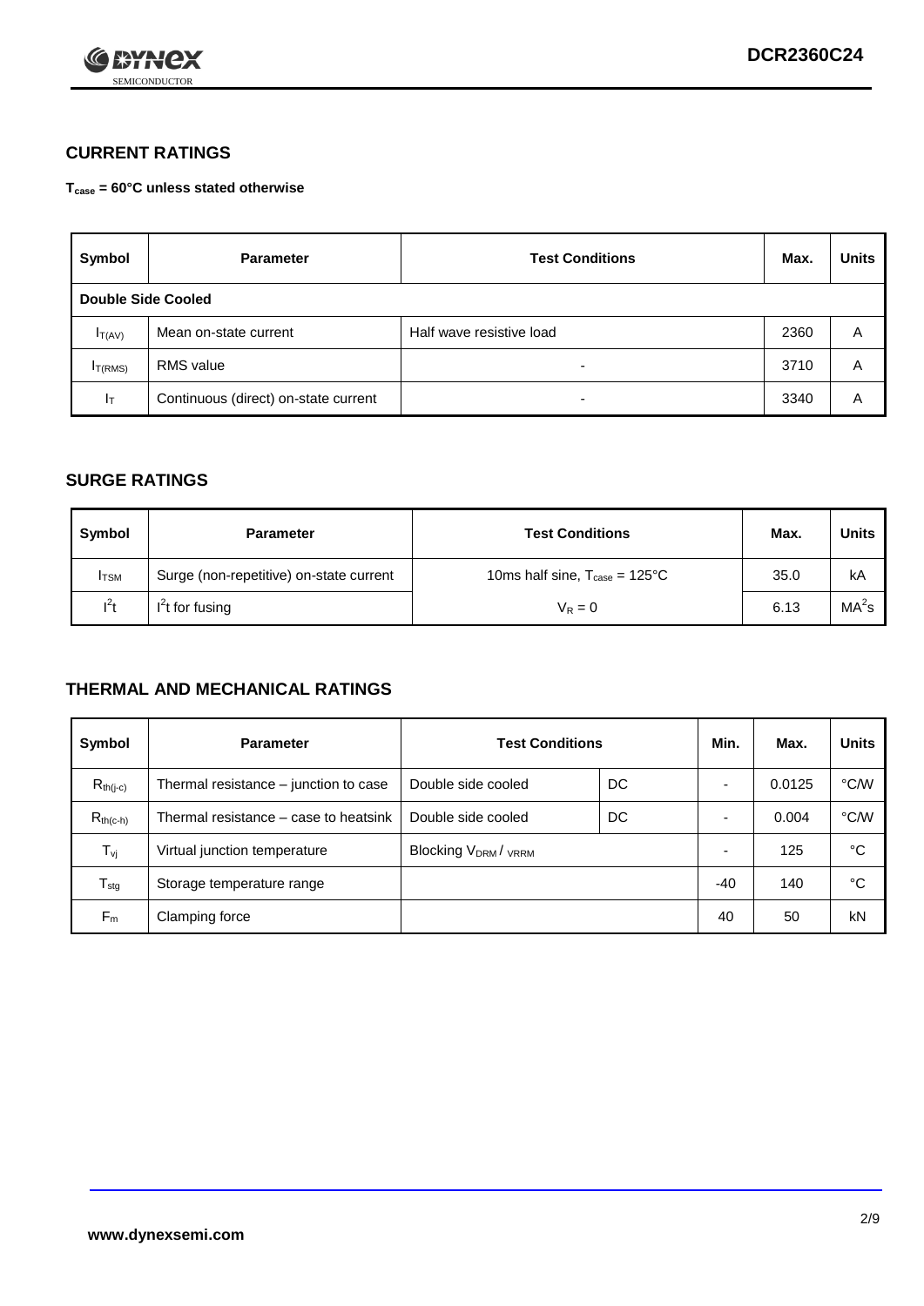## CURRENT RATINGS

**$T_{case}$ = 60°C unless stated otherwise**

| Symbol | Parameter | Test Conditions | Max. | Units |
|---|---|---|---|---|
| **Double Side Cooled** | | | | |
| $I_{T(AV)}$ | Mean on-state current | Half wave resistive load | 2360 | A |
| $I_{T(RMS)}$ | RMS value | - | 3710 | A |
| $I_T$ | Continuous (direct) on-state current | - | 3340 | A |

## SURGE RATINGS

| Symbol | Parameter | Test Conditions | Max. | Units |
|---|---|---|---|---|
| $I_{TSM}$ | Surge (non-repetitive) on-state current | 10ms half sine, $T_{case}$ = 125°C | 35.0 | kA |
| $I^2t$ | $I^2t$ for fusing | $V_R = 0$ | 6.13 | $MA^2s$ |

## THERMAL AND MECHANICAL RATINGS

| Symbol | Parameter | Test Conditions | | Min. | Max. | Units |
|---|---|---|---|---|---|---|
| $R_{th(j-c)}$ | Thermal resistance – junction to case | Double side cooled | DC | - | 0.0125 | °C/W |
| $R_{th(c-h)}$ | Thermal resistance – case to heatsink | Double side cooled | DC | - | 0.004 | °C/W |
| $T_{vj}$ | Virtual junction temperature | Blocking $V_{DRM}$ / $V_{RRM}$ | | - | 125 | °C |
| $T_{stg}$ | Storage temperature range | | | -40 | 140 | °C |
| $F_m$ | Clamping force | | | 40 | 50 | kN |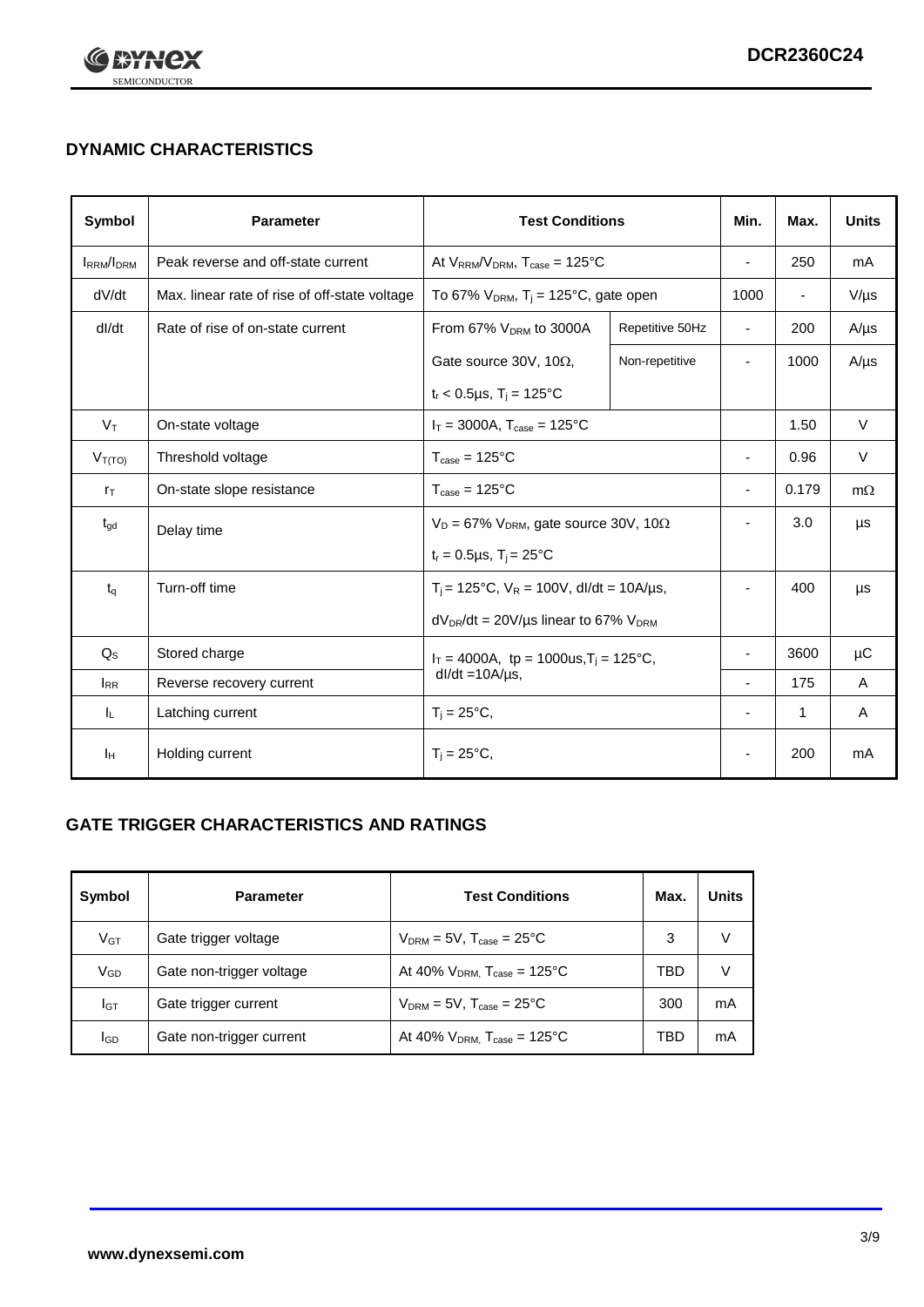## DYNAMIC CHARACTERISTICS

| Symbol | Parameter | Test Conditions | | Min. | Max. | Units |
|---|---|---|---|---|---|---|
| $I_{RRM}/I_{DRM}$ | Peak reverse and off-state current | At $V_{RRM}/V_{DRM}$, $T_{case}$ = 125°C | | - | 250 | mA |
| dV/dt | Max. linear rate of rise of off-state voltage | To 67% $V_{DRM}$, $T_j$ = 125°C, gate open | | 1000 | - | V/µs |
| dI/dt | Rate of rise of on-state current | From 67% $V_{DRM}$ to 3000A | Repetitive 50Hz | - | 200 | A/µs |
| | | Gate source 30V, 10Ω, | Non-repetitive | - | 1000 | A/µs |
| | | $t_r$ < 0.5µs, $T_j$ = 125°C | | | | |
| $V_T$ | On-state voltage | $I_T$ = 3000A, $T_{case}$ = 125°C | | | 1.50 | V |
| $V_{T(TO)}$ | Threshold voltage | $T_{case}$ = 125°C | | - | 0.96 | V |
| $r_T$ | On-state slope resistance | $T_{case}$ = 125°C | | - | 0.179 | mΩ |
| $t_{gd}$ | Delay time | $V_D$ = 67% $V_{DRM}$, gate source 30V, 10Ω | | - | 3.0 | µs |
| | | $t_r$ = 0.5µs, $T_j$ = 25°C | | | | |
| $t_q$ | Turn-off time | $T_j$ = 125°C, $V_R$ = 100V, dI/dt = 10A/µs, | | - | 400 | µs |
| | | $dV_{DR}/dt$ = 20V/µs linear to 67% $V_{DRM}$ | | | | |
| $Q_S$ | Stored charge | $I_T$ = 4000A, tp = 1000us, $T_j$ = 125°C, dI/dt =10A/µs, | | - | 3600 | µC |
| $I_{RR}$ | Reverse recovery current | | | - | 175 | A |
| $I_L$ | Latching current | $T_j$ = 25°C, | | - | 1 | A |
| $I_H$ | Holding current | $T_j$ = 25°C, | | - | 200 | mA |

## GATE TRIGGER CHARACTERISTICS AND RATINGS

| Symbol | Parameter | Test Conditions | Max. | Units |
|---|---|---|---|---|
| $V_{GT}$ | Gate trigger voltage | $V_{DRM}$ = 5V, $T_{case}$ = 25°C | 3 | V |
| $V_{GD}$ | Gate non-trigger voltage | At 40% $V_{DRM}$, $T_{case}$ = 125°C | TBD | V |
| $I_{GT}$ | Gate trigger current | $V_{DRM}$ = 5V, $T_{case}$ = 25°C | 300 | mA |
| $I_{GD}$ | Gate non-trigger current | At 40% $V_{DRM}$, $T_{case}$ = 125°C | TBD | mA |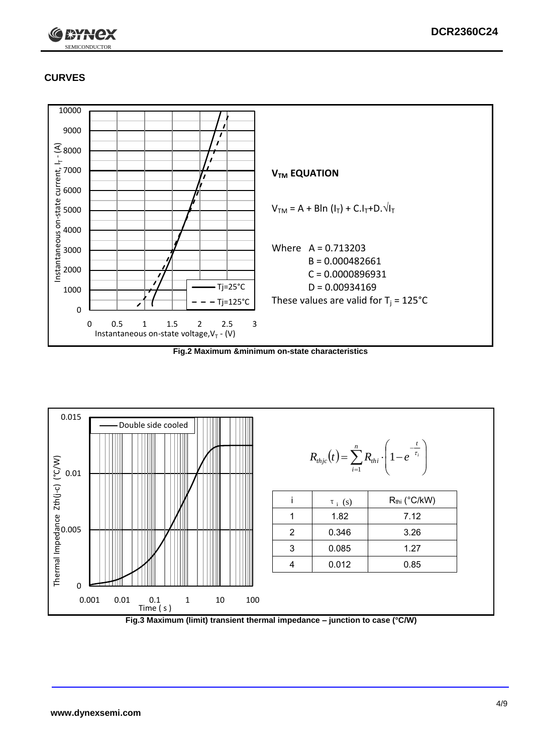## CURVES

**$V_{TM}$ EQUATION**

$$V_{TM} = A + B\ln(I_T) + C.I_T + D.\sqrt{I_T}$$

Where A = 0.713203
B = 0.000482661
C = 0.0000896931
D = 0.00934169

These values are valid for $T_j$ = 125°C

**Fig.2 Maximum &minimum on-state characteristics**

$$R_{thjc}(t) = \sum_{i=1}^{n} R_{thi} \cdot \left(1 - e^{-\frac{t}{\tau_i}}\right)$$

| i | $\tau_i$ (s) | $R_{thi}$ (°C/kW) |
|---|---|---|
| 1 | 1.82 | 7.12 |
| 2 | 0.346 | 3.26 |
| 3 | 0.085 | 1.27 |
| 4 | 0.012 | 0.85 |

**Fig.3 Maximum (limit) transient thermal impedance – junction to case (°C/W)**

www.dynexsemi.com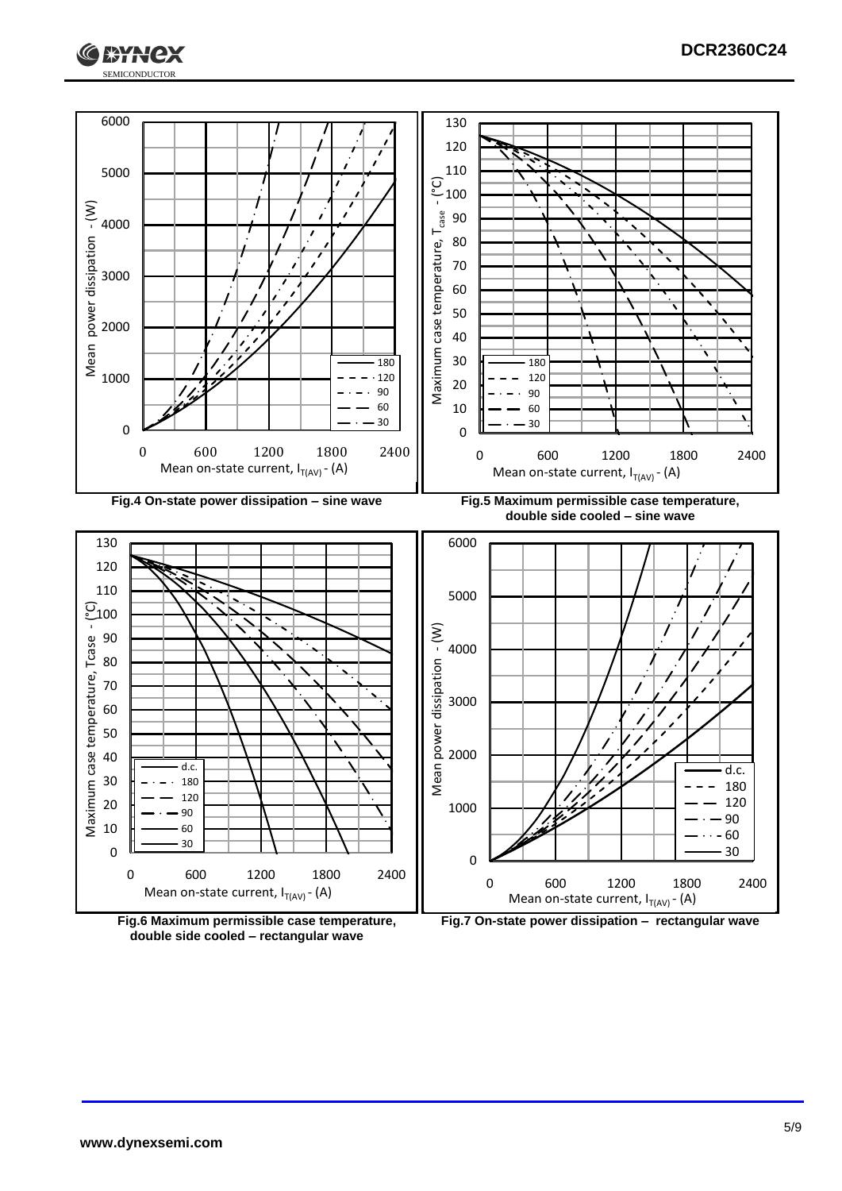Fig.4 On-state power dissipation – sine wave

Fig.5 Maximum permissible case temperature, double side cooled – sine wave

Fig.6 Maximum permissible case temperature, double side cooled – rectangular wave

Fig.7 On-state power dissipation – rectangular wave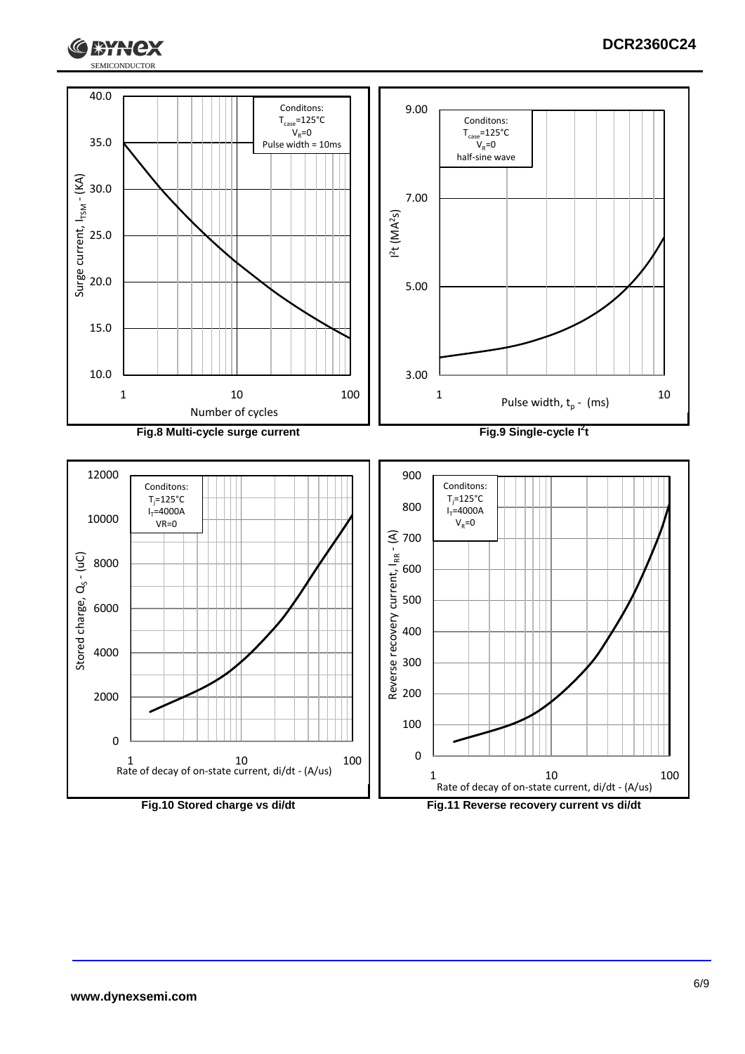Conditons:
$T_{case}$=125°C
$V_R$=0
Pulse width = 10ms

Surge current, $I_{TSM}$ - (KA)

Number of cycles

**Fig.8 Multi-cycle surge current**

Conditons:
$T_{case}$=125°C
$V_R$=0
half-sine wave

$I^2t$ ($MA^2s$)

Pulse width, $t_p$ - (ms)

**Fig.9 Single-cycle $I^2t$**

Conditons:
$T_j$=125°C
$I_T$=4000A
VR=0

Stored charge, $Q_S$ - (uC)

Rate of decay of on-state current, di/dt - (A/us)

**Fig.10 Stored charge vs di/dt**

Conditons:
$T_j$=125°C
$I_T$=4000A
$V_R$=0

Reverse recovery current, $I_{RR}$ - (A)

Rate of decay of on-state current, di/dt - (A/us)

**Fig.11 Reverse recovery current vs di/dt**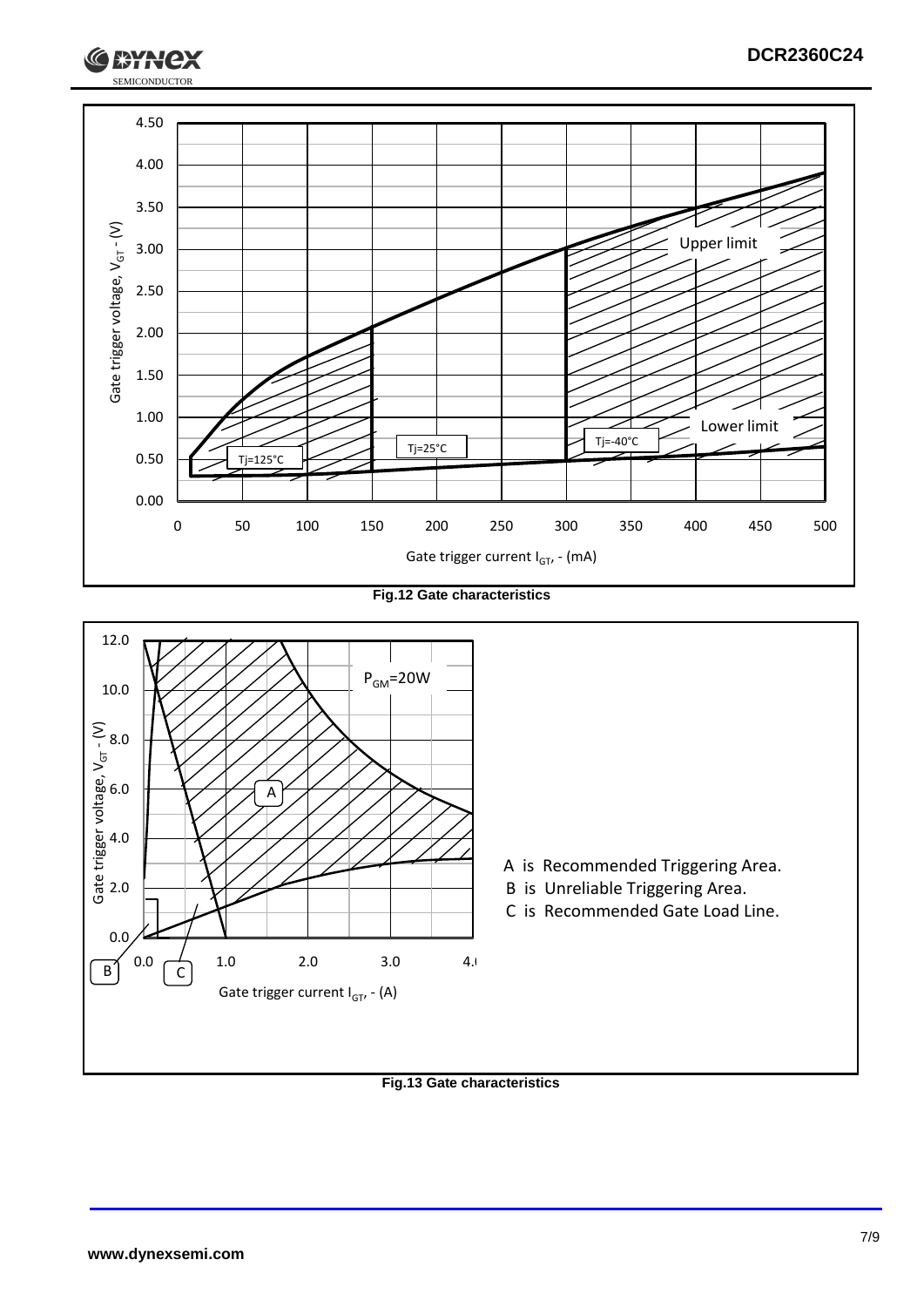Fig.12 Gate characteristics

A is Recommended Triggering Area.

B is Unreliable Triggering Area.

C is Recommended Gate Load Line.

Fig.13 Gate characteristics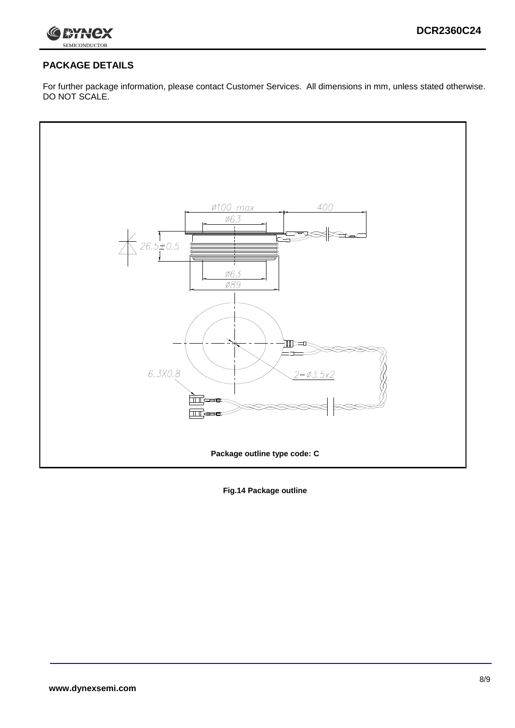## PACKAGE DETAILS

For further package information, please contact Customer Services. All dimensions in mm, unless stated otherwise. DO NOT SCALE.

Ø100 max

400

Ø63

26.5±0.5

Ø63

Ø89

6.3X0.8

2−Ø3.5x2

**Package outline type code: C**

**Fig.14 Package outline**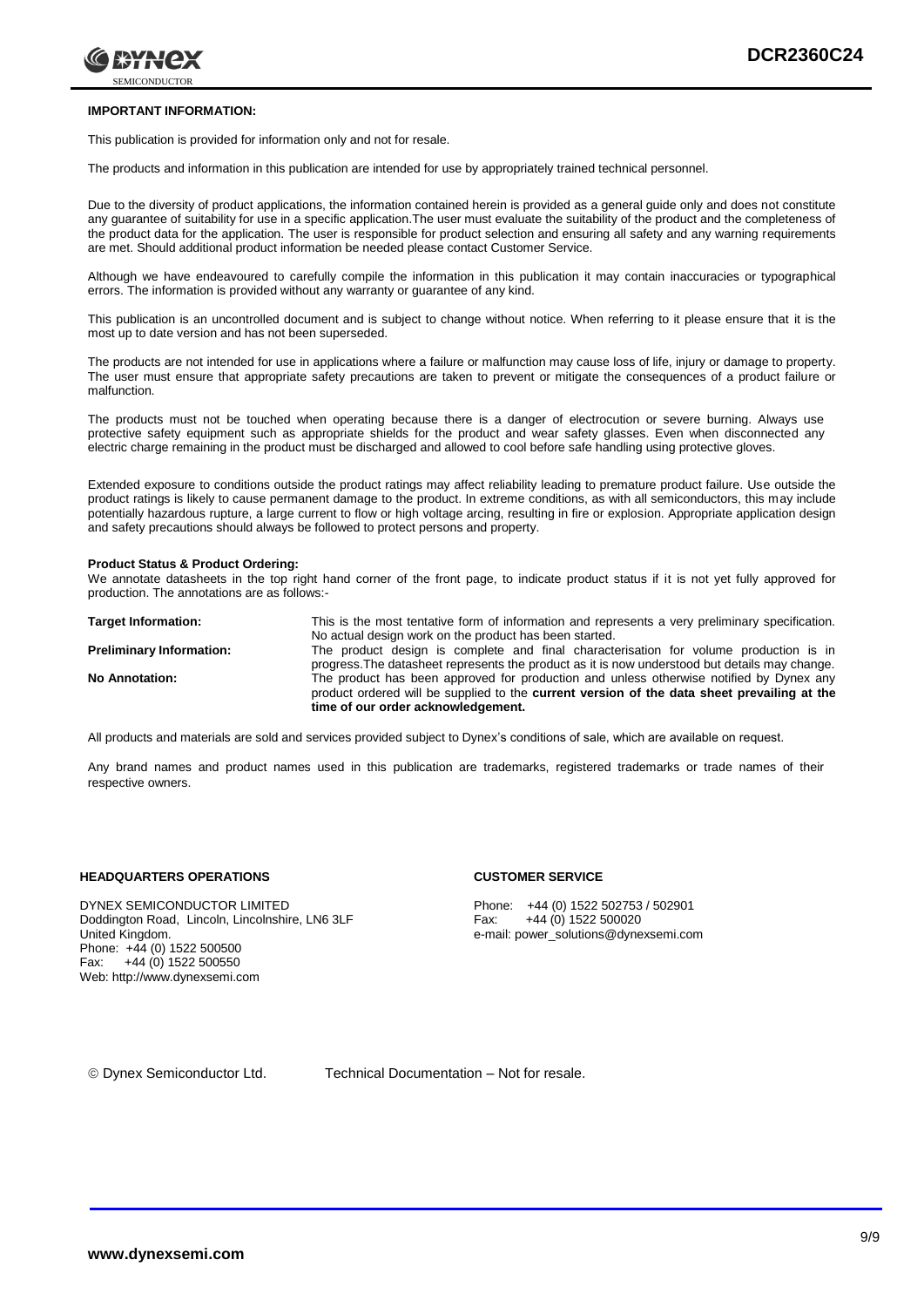**IMPORTANT INFORMATION:**

This publication is provided for information only and not for resale.

The products and information in this publication are intended for use by appropriately trained technical personnel.

Due to the diversity of product applications, the information contained herein is provided as a general guide only and does not constitute any guarantee of suitability for use in a specific application.The user must evaluate the suitability of the product and the completeness of the product data for the application. The user is responsible for product selection and ensuring all safety and any warning requirements are met. Should additional product information be needed please contact Customer Service.

Although we have endeavoured to carefully compile the information in this publication it may contain inaccuracies or typographical errors. The information is provided without any warranty or guarantee of any kind.

This publication is an uncontrolled document and is subject to change without notice. When referring to it please ensure that it is the most up to date version and has not been superseded.

The products are not intended for use in applications where a failure or malfunction may cause loss of life, injury or damage to property. The user must ensure that appropriate safety precautions are taken to prevent or mitigate the consequences of a product failure or malfunction.

The products must not be touched when operating because there is a danger of electrocution or severe burning. Always use protective safety equipment such as appropriate shields for the product and wear safety glasses. Even when disconnected any electric charge remaining in the product must be discharged and allowed to cool before safe handling using protective gloves.

Extended exposure to conditions outside the product ratings may affect reliability leading to premature product failure. Use outside the product ratings is likely to cause permanent damage to the product. In extreme conditions, as with all semiconductors, this may include potentially hazardous rupture, a large current to flow or high voltage arcing, resulting in fire or explosion. Appropriate application design and safety precautions should always be followed to protect persons and property.

**Product Status & Product Ordering:**

We annotate datasheets in the top right hand corner of the front page, to indicate product status if it is not yet fully approved for production. The annotations are as follows:-

| | |
|---|---|
| **Target Information:** | This is the most tentative form of information and represents a very preliminary specification. No actual design work on the product has been started. |
| **Preliminary Information:** | The product design is complete and final characterisation for volume production is in progress.The datasheet represents the product as it is now understood but details may change. |
| **No Annotation:** | The product has been approved for production and unless otherwise notified by Dynex any product ordered will be supplied to the **current version of the data sheet prevailing at the time of our order acknowledgement.** |

All products and materials are sold and services provided subject to Dynex's conditions of sale, which are available on request.

Any brand names and product names used in this publication are trademarks, registered trademarks or trade names of their respective owners.

**HEADQUARTERS OPERATIONS**

DYNEX SEMICONDUCTOR LIMITED
Doddington Road, Lincoln, Lincolnshire, LN6 3LF
United Kingdom.
Phone: +44 (0) 1522 500500
Fax: +44 (0) 1522 500550
Web: http://www.dynexsemi.com

**CUSTOMER SERVICE**

Phone: +44 (0) 1522 502753 / 502901
Fax: +44 (0) 1522 500020
e-mail: power_solutions@dynexsemi.com

© Dynex Semiconductor Ltd. Technical Documentation – Not for resale.